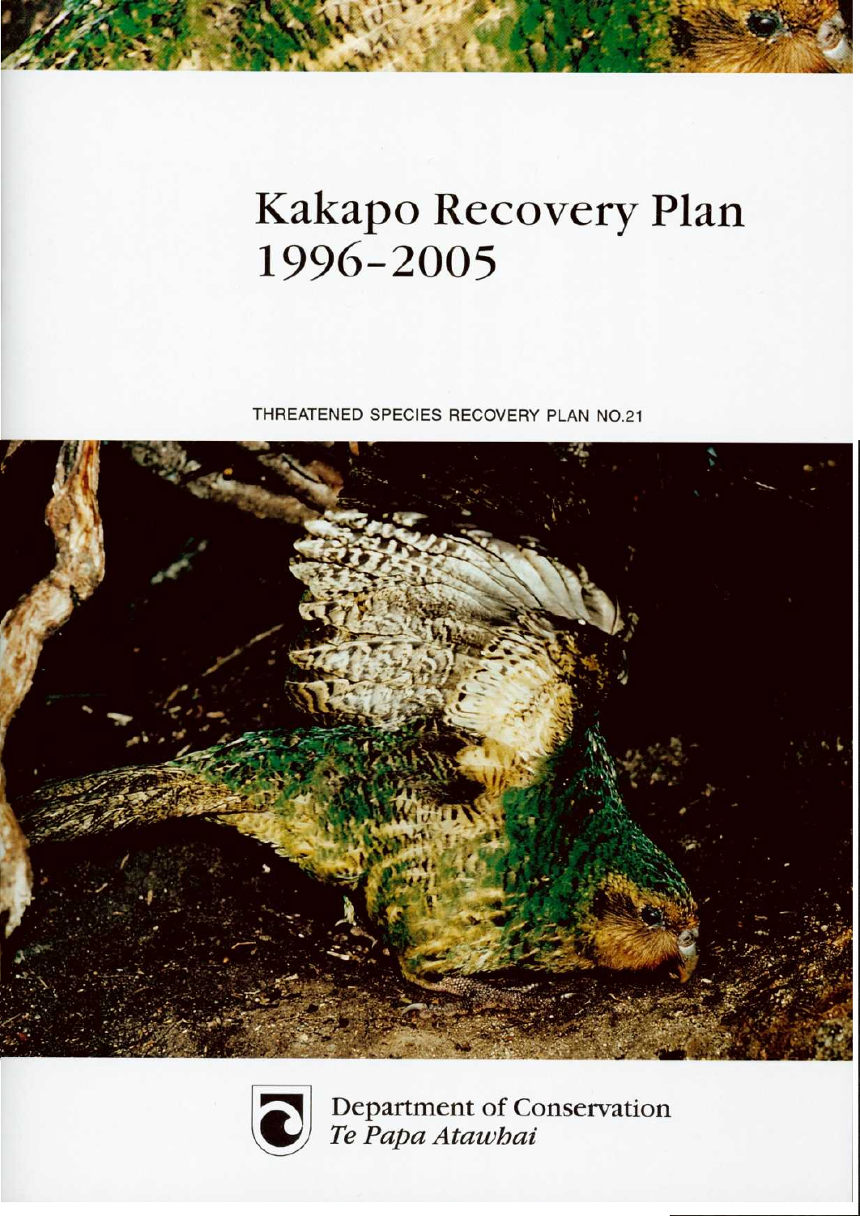# Kakapo Recovery Plan 1996–2005

THREATENED SPECIES RECOVERY PLAN NO.21

Department of Conservation
*Te Papa Atawhai*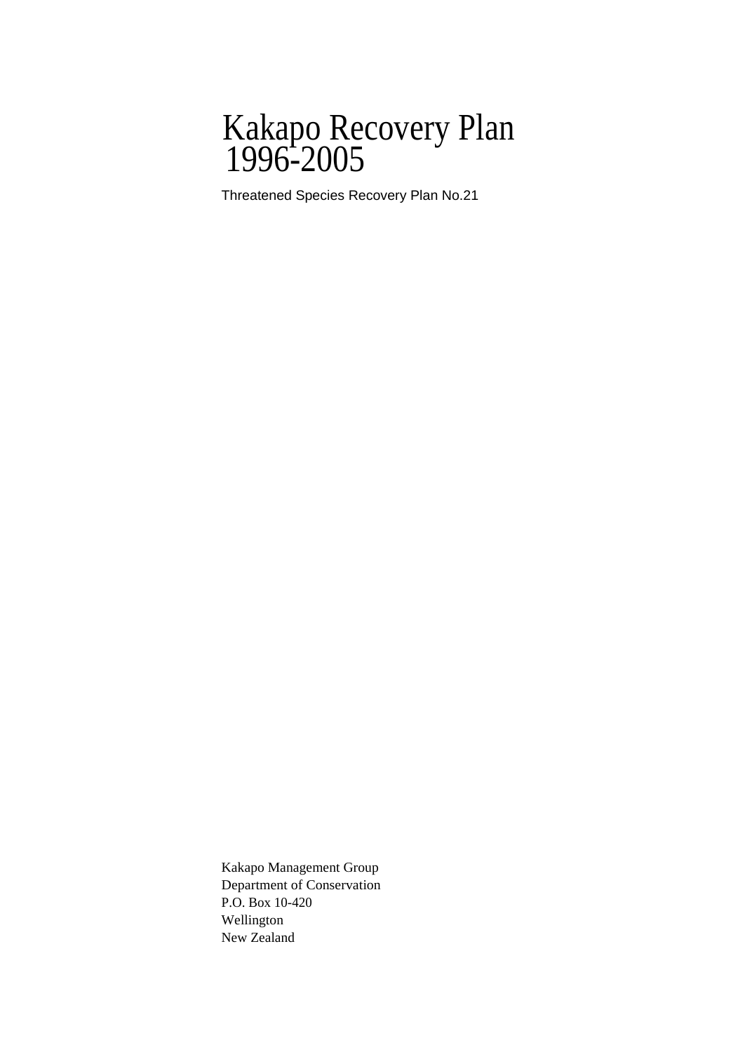# Kakapo Recovery Plan 1996-2005

Threatened Species Recovery Plan No.21

Kakapo Management Group
Department of Conservation
P.O. Box 10-420
Wellington
New Zealand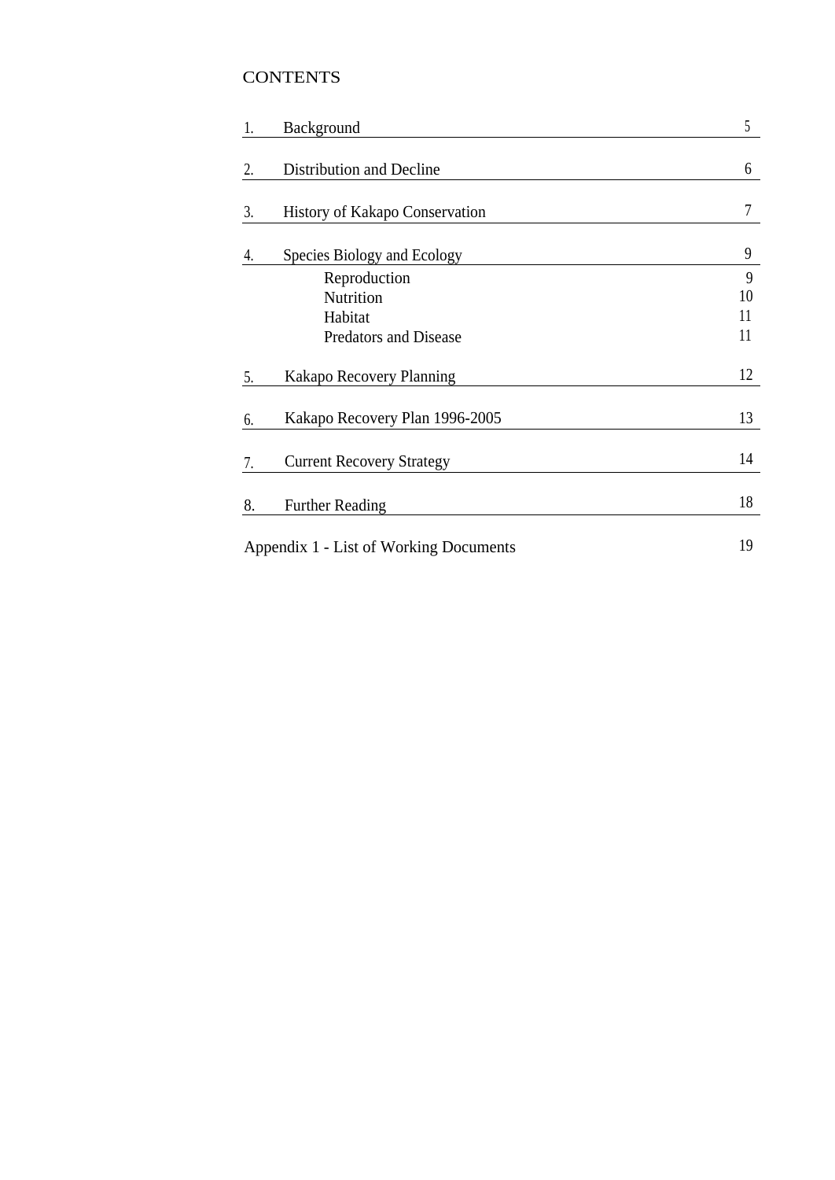# CONTENTS

| | | |
|---|---|---|
| 1. | Background | 5 |
| 2. | Distribution and Decline | 6 |
| 3. | History of Kakapo Conservation | 7 |
| 4. | Species Biology and Ecology | 9 |
| | Reproduction | 9 |
| | Nutrition | 10 |
| | Habitat | 11 |
| | Predators and Disease | 11 |
| 5. | Kakapo Recovery Planning | 12 |
| 6. | Kakapo Recovery Plan 1996-2005 | 13 |
| 7. | Current Recovery Strategy | 14 |
| 8. | Further Reading | 18 |
| | Appendix 1 - List of Working Documents | 19 |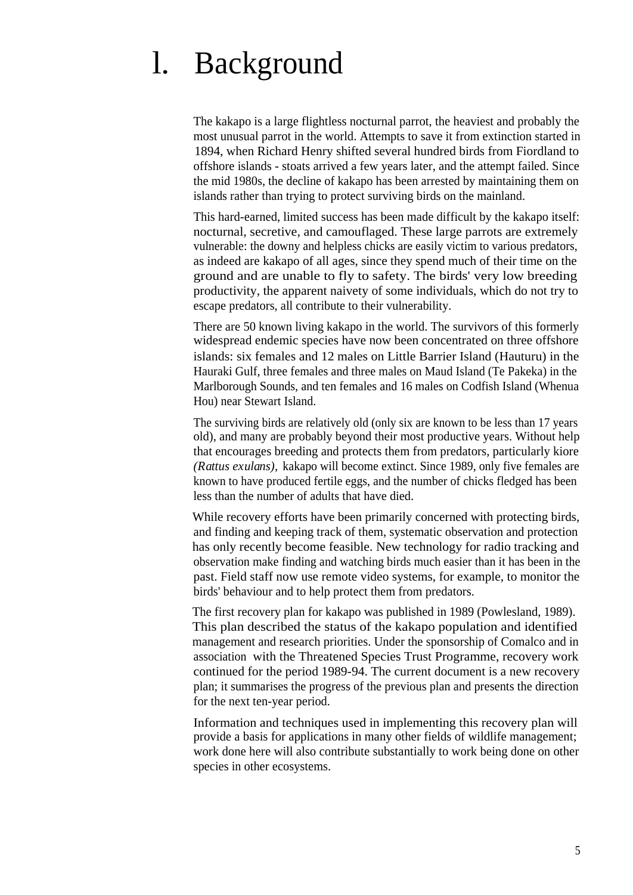# 1. Background

The kakapo is a large flightless nocturnal parrot, the heaviest and probably the most unusual parrot in the world. Attempts to save it from extinction started in 1894, when Richard Henry shifted several hundred birds from Fiordland to offshore islands - stoats arrived a few years later, and the attempt failed. Since the mid 1980s, the decline of kakapo has been arrested by maintaining them on islands rather than trying to protect surviving birds on the mainland.

This hard-earned, limited success has been made difficult by the kakapo itself: nocturnal, secretive, and camouflaged. These large parrots are extremely vulnerable: the downy and helpless chicks are easily victim to various predators, as indeed are kakapo of all ages, since they spend much of their time on the ground and are unable to fly to safety. The birds' very low breeding productivity, the apparent naivety of some individuals, which do not try to escape predators, all contribute to their vulnerability.

There are 50 known living kakapo in the world. The survivors of this formerly widespread endemic species have now been concentrated on three offshore islands: six females and 12 males on Little Barrier Island (Hauturu) in the Hauraki Gulf, three females and three males on Maud Island (Te Pakeka) in the Marlborough Sounds, and ten females and 16 males on Codfish Island (Whenua Hou) near Stewart Island.

The surviving birds are relatively old (only six are known to be less than 17 years old), and many are probably beyond their most productive years. Without help that encourages breeding and protects them from predators, particularly kiore *(Rattus exulans)*, kakapo will become extinct. Since 1989, only five females are known to have produced fertile eggs, and the number of chicks fledged has been less than the number of adults that have died.

While recovery efforts have been primarily concerned with protecting birds, and finding and keeping track of them, systematic observation and protection has only recently become feasible. New technology for radio tracking and observation make finding and watching birds much easier than it has been in the past. Field staff now use remote video systems, for example, to monitor the birds' behaviour and to help protect them from predators.

The first recovery plan for kakapo was published in 1989 (Powlesland, 1989). This plan described the status of the kakapo population and identified management and research priorities. Under the sponsorship of Comalco and in association with the Threatened Species Trust Programme, recovery work continued for the period 1989-94. The current document is a new recovery plan; it summarises the progress of the previous plan and presents the direction for the next ten-year period.

Information and techniques used in implementing this recovery plan will provide a basis for applications in many other fields of wildlife management; work done here will also contribute substantially to work being done on other species in other ecosystems.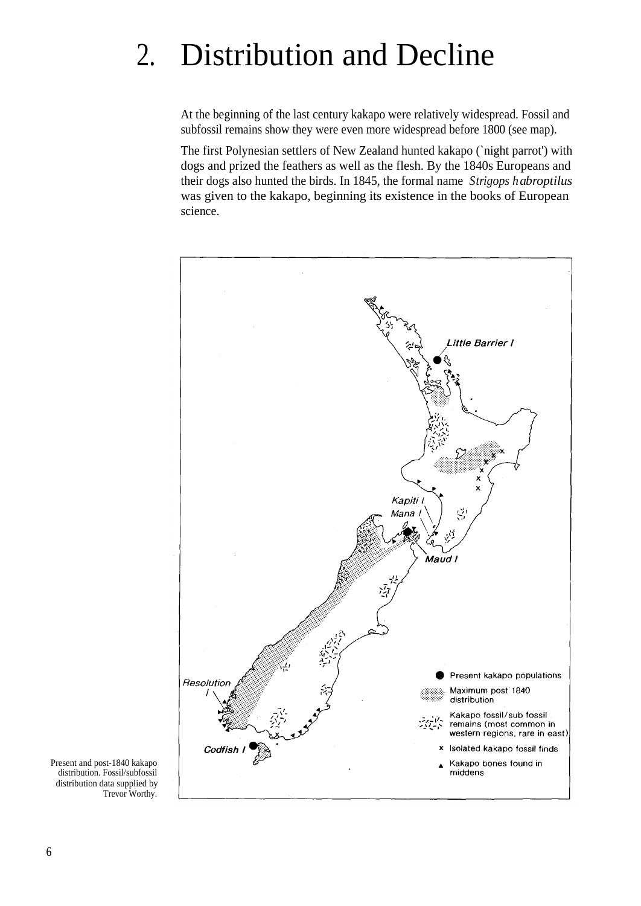# 2. Distribution and Decline

At the beginning of the last century kakapo were relatively widespread. Fossil and subfossil remains show they were even more widespread before 1800 (see map).

The first Polynesian settlers of New Zealand hunted kakapo (`night parrot') with dogs and prized the feathers as well as the flesh. By the 1840s Europeans and their dogs also hunted the birds. In 1845, the formal name *Strigops habroptilus* was given to the kakapo, beginning its existence in the books of European science.

Present and post-1840 kakapo distribution. Fossil/subfossil distribution data supplied by Trevor Worthy.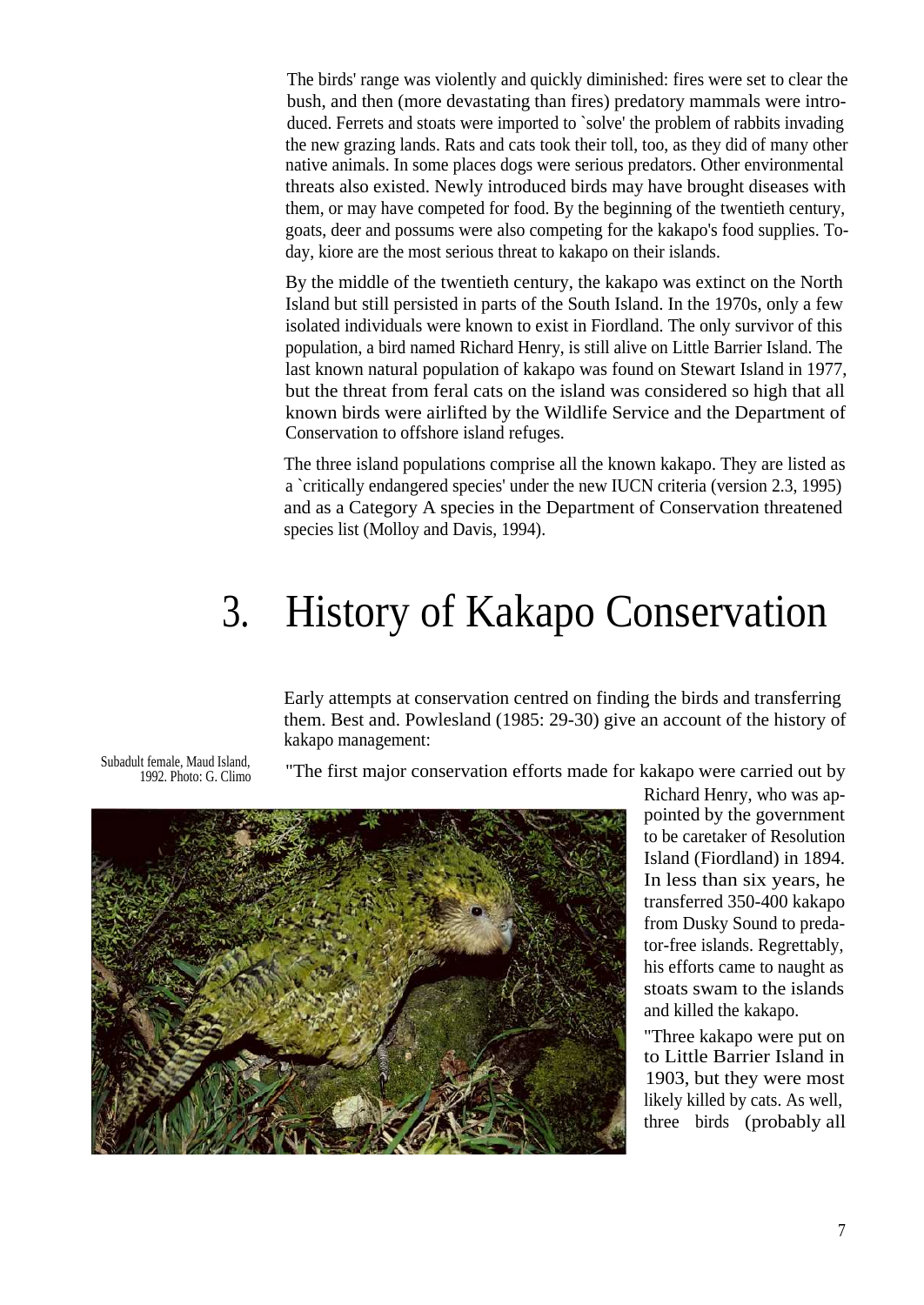The birds' range was violently and quickly diminished: fires were set to clear the bush, and then (more devastating than fires) predatory mammals were introduced. Ferrets and stoats were imported to `solve' the problem of rabbits invading the new grazing lands. Rats and cats took their toll, too, as they did of many other native animals. In some places dogs were serious predators. Other environmental threats also existed. Newly introduced birds may have brought diseases with them, or may have competed for food. By the beginning of the twentieth century, goats, deer and possums were also competing for the kakapo's food supplies. Today, kiore are the most serious threat to kakapo on their islands.

By the middle of the twentieth century, the kakapo was extinct on the North Island but still persisted in parts of the South Island. In the 1970s, only a few isolated individuals were known to exist in Fiordland. The only survivor of this population, a bird named Richard Henry, is still alive on Little Barrier Island. The last known natural population of kakapo was found on Stewart Island in 1977, but the threat from feral cats on the island was considered so high that all known birds were airlifted by the Wildlife Service and the Department of Conservation to offshore island refuges.

The three island populations comprise all the known kakapo. They are listed as a `critically endangered species' under the new IUCN criteria (version 2.3, 1995) and as a Category A species in the Department of Conservation threatened species list (Molloy and Davis, 1994).

# 3. History of Kakapo Conservation

Early attempts at conservation centred on finding the birds and transferring them. Best and. Powlesland (1985: 29-30) give an account of the history of kakapo management:

Subadult female, Maud Island, 1992. Photo: G. Climo

"The first major conservation efforts made for kakapo were carried out by Richard Henry, who was appointed by the government to be caretaker of Resolution Island (Fiordland) in 1894. In less than six years, he transferred 350-400 kakapo from Dusky Sound to predator-free islands. Regrettably, his efforts came to naught as stoats swam to the islands and killed the kakapo.

"Three kakapo were put on to Little Barrier Island in 1903, but they were most likely killed by cats. As well, three birds (probably all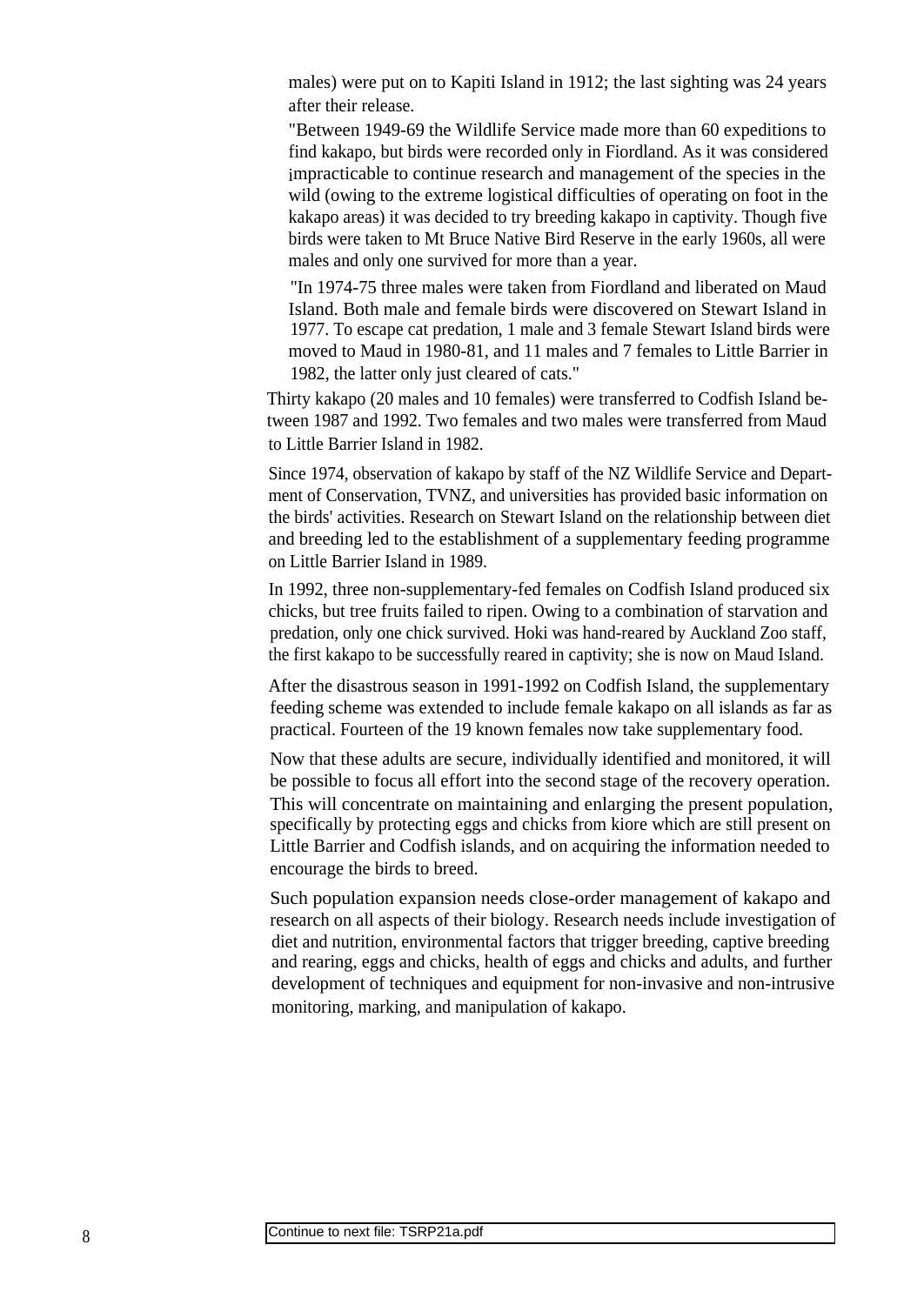males) were put on to Kapiti Island in 1912; the last sighting was 24 years after their release.

"Between 1949-69 the Wildlife Service made more than 60 expeditions to find kakapo, but birds were recorded only in Fiordland. As it was considered impracticable to continue research and management of the species in the wild (owing to the extreme logistical difficulties of operating on foot in the kakapo areas) it was decided to try breeding kakapo in captivity. Though five birds were taken to Mt Bruce Native Bird Reserve in the early 1960s, all were males and only one survived for more than a year.

"In 1974-75 three males were taken from Fiordland and liberated on Maud Island. Both male and female birds were discovered on Stewart Island in 1977. To escape cat predation, 1 male and 3 female Stewart Island birds were moved to Maud in 1980-81, and 11 males and 7 females to Little Barrier in 1982, the latter only just cleared of cats."

Thirty kakapo (20 males and 10 females) were transferred to Codfish Island between 1987 and 1992. Two females and two males were transferred from Maud to Little Barrier Island in 1982.

Since 1974, observation of kakapo by staff of the NZ Wildlife Service and Department of Conservation, TVNZ, and universities has provided basic information on the birds' activities. Research on Stewart Island on the relationship between diet and breeding led to the establishment of a supplementary feeding programme on Little Barrier Island in 1989.

In 1992, three non-supplementary-fed females on Codfish Island produced six chicks, but tree fruits failed to ripen. Owing to a combination of starvation and predation, only one chick survived. Hoki was hand-reared by Auckland Zoo staff, the first kakapo to be successfully reared in captivity; she is now on Maud Island.

After the disastrous season in 1991-1992 on Codfish Island, the supplementary feeding scheme was extended to include female kakapo on all islands as far as practical. Fourteen of the 19 known females now take supplementary food.

Now that these adults are secure, individually identified and monitored, it will be possible to focus all effort into the second stage of the recovery operation. This will concentrate on maintaining and enlarging the present population, specifically by protecting eggs and chicks from kiore which are still present on Little Barrier and Codfish islands, and on acquiring the information needed to encourage the birds to breed.

Such population expansion needs close-order management of kakapo and research on all aspects of their biology. Research needs include investigation of diet and nutrition, environmental factors that trigger breeding, captive breeding and rearing, eggs and chicks, health of eggs and chicks and adults, and further development of techniques and equipment for non-invasive and non-intrusive monitoring, marking, and manipulation of kakapo.

Continue to next file: TSRP21a.pdf